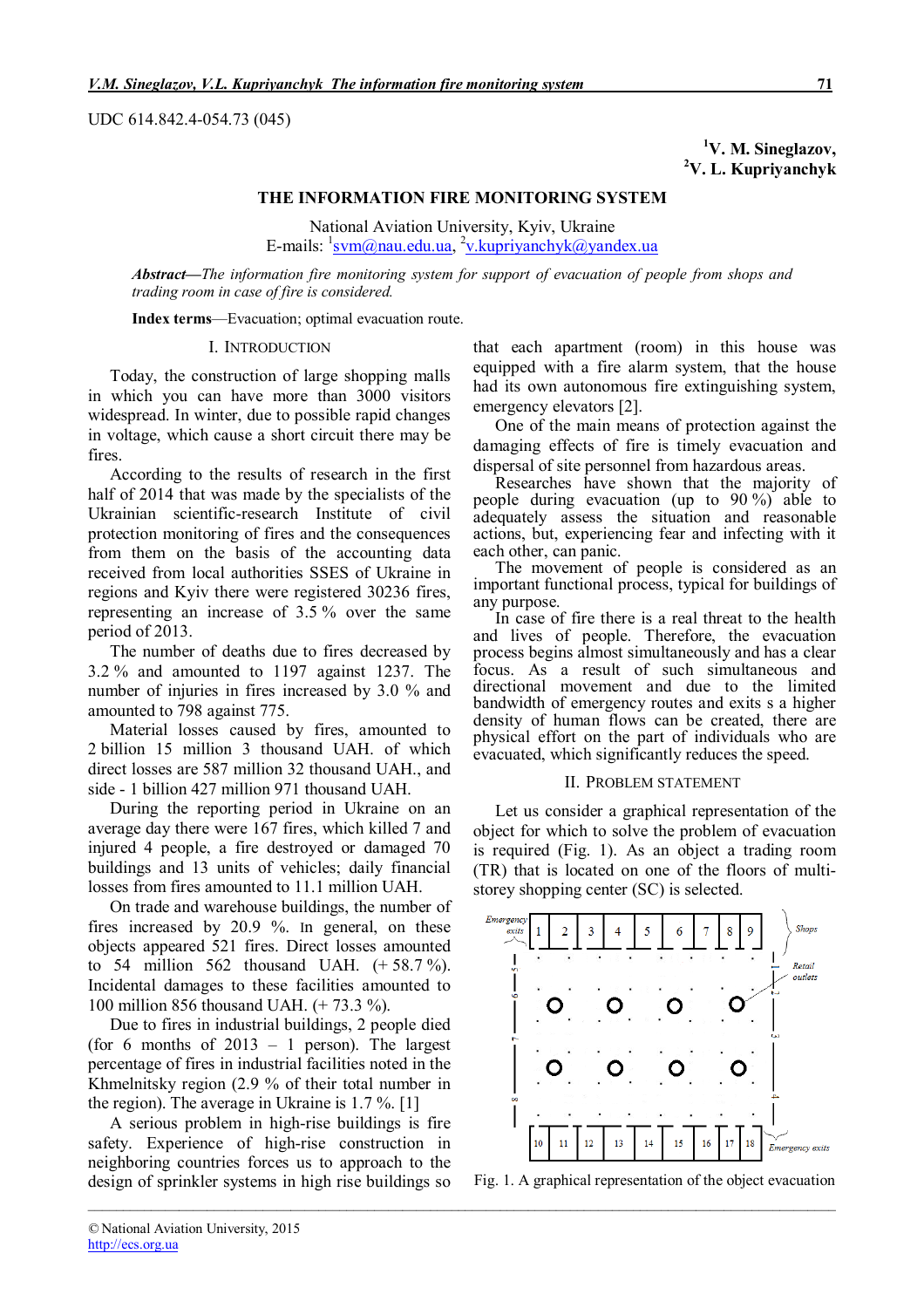UDC 614.842.4-054.73 (045)

[1]V. M. Sineglazov,
[2]V. L. Kupriyanchyk

# THE INFORMATION FIRE MONITORING SYSTEM

National Aviation University, Kyiv, Ukraine
E-mails: [1]svm@nau.edu.ua, [2]v.kupriyanchyk@yandex.ua

***Abstract*****—***The information fire monitoring system for support of evacuation of people from shops and trading room in case of fire is considered.*

**Index terms**—Evacuation; optimal evacuation route.

## I. INTRODUCTION

Today, the construction of large shopping malls in which you can have more than 3000 visitors widespread. In winter, due to possible rapid changes in voltage, which cause a short circuit there may be fires.

According to the results of research in the first half of 2014 that was made by the specialists of the Ukrainian scientific-research Institute of civil protection monitoring of fires and the consequences from them on the basis of the accounting data received from local authorities SSES of Ukraine in regions and Kyiv there were registered 30236 fires, representing an increase of 3.5 % over the same period of 2013.

The number of deaths due to fires decreased by 3.2 % and amounted to 1197 against 1237. The number of injuries in fires increased by 3.0 % and amounted to 798 against 775.

Material losses caused by fires, amounted to 2 billion 15 million 3 thousand UAH. of which direct losses are 587 million 32 thousand UAH., and side - 1 billion 427 million 971 thousand UAH.

During the reporting period in Ukraine on an average day there were 167 fires, which killed 7 and injured 4 people, a fire destroyed or damaged 70 buildings and 13 units of vehicles; daily financial losses from fires amounted to 11.1 million UAH.

On trade and warehouse buildings, the number of fires increased by 20.9 %. In general, on these objects appeared 521 fires. Direct losses amounted to 54 million 562 thousand UAH. (+ 58.7 %). Incidental damages to these facilities amounted to 100 million 856 thousand UAH. (+ 73.3 %).

Due to fires in industrial buildings, 2 people died (for 6 months of 2013 – 1 person). The largest percentage of fires in industrial facilities noted in the Khmelnitsky region (2.9 % of their total number in the region). The average in Ukraine is 1.7 %. [1]

A serious problem in high-rise buildings is fire safety. Experience of high-rise construction in neighboring countries forces us to approach to the design of sprinkler systems in high rise buildings so that each apartment (room) in this house was equipped with a fire alarm system, that the house had its own autonomous fire extinguishing system, emergency elevators [2].

One of the main means of protection against the damaging effects of fire is timely evacuation and dispersal of site personnel from hazardous areas.

Researches have shown that the majority of people during evacuation (up to 90 %) able to adequately assess the situation and reasonable actions, but, experiencing fear and infecting with it each other, can panic.

The movement of people is considered as an important functional process, typical for buildings of any purpose.

In case of fire there is a real threat to the health and lives of people. Therefore, the evacuation process begins almost simultaneously and has a clear focus. As a result of such simultaneous and directional movement and due to the limited bandwidth of emergency routes and exits s a higher density of human flows can be created, there are physical effort on the part of individuals who are evacuated, which significantly reduces the speed.

## II. PROBLEM STATEMENT

Let us consider a graphical representation of the object for which to solve the problem of evacuation is required (Fig. 1). As an object a trading room (TR) that is located on one of the floors of multi-storey shopping center (SC) is selected.

Fig. 1. A graphical representation of the object evacuation

© National Aviation University, 2015
http://ecs.org.ua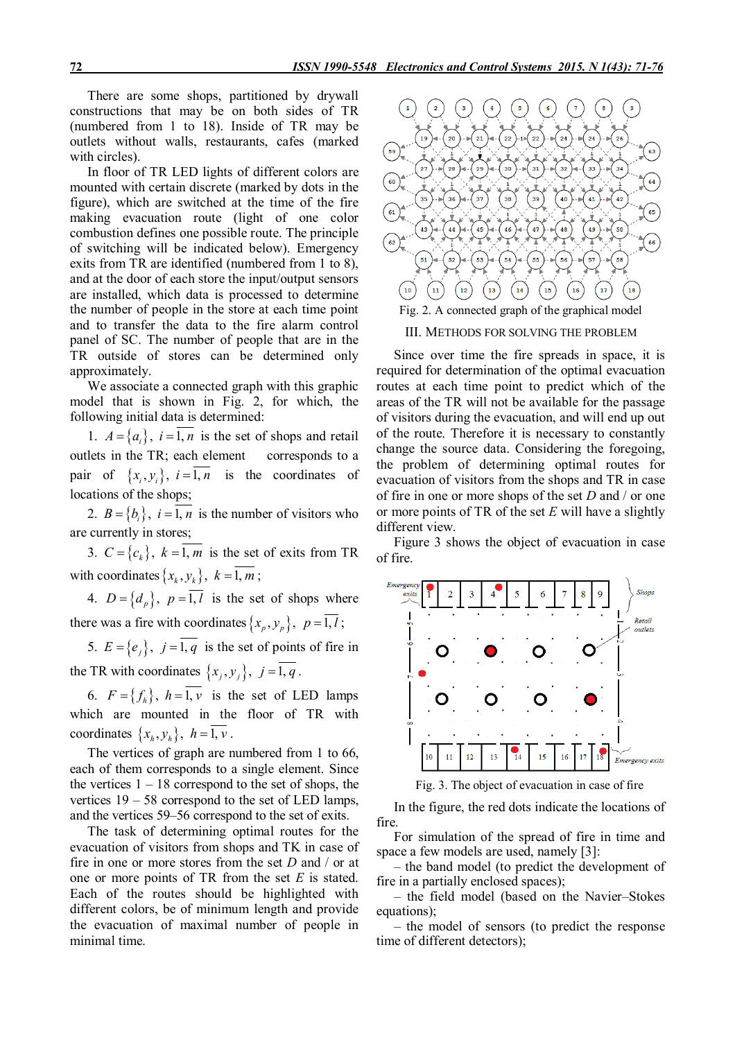There are some shops, partitioned by drywall constructions that may be on both sides of TR (numbered from 1 to 18). Inside of TR may be outlets without walls, restaurants, cafes (marked with circles).

In floor of TR LED lights of different colors are mounted with certain discrete (marked by dots in the figure), which are switched at the time of the fire making evacuation route (light of one color combustion defines one possible route. The principle of switching will be indicated below). Emergency exits from TR are identified (numbered from 1 to 8), and at the door of each store the input/output sensors are installed, which data is processed to determine the number of people in the store at each time point and to transfer the data to the fire alarm control panel of SC. The number of people that are in the TR outside of stores can be determined only approximately.

We associate a connected graph with this graphic model that is shown in Fig. 2, for which, the following initial data is determined:

1. $A = \{a_i\},\ i = \overline{1,n}$ is the set of shops and retail outlets in the TR; each element corresponds to a pair of $\{x_i, y_i\},\ i = \overline{1,n}$ is the coordinates of locations of the shops;

2. $B = \{b_i\},\ i = \overline{1,n}$ is the number of visitors who are currently in stores;

3. $C = \{c_k\},\ k = \overline{1,m}$ is the set of exits from TR with coordinates $\{x_k, y_k\},\ k = \overline{1,m}$;

4. $D = \{d_p\},\ p = \overline{1,l}$ is the set of shops where there was a fire with coordinates $\{x_p, y_p\},\ p = \overline{1,l}$;

5. $E = \{e_j\},\ j = \overline{1,q}$ is the set of points of fire in the TR with coordinates $\{x_j, y_j\},\ j = \overline{1,q}$.

6. $F = \{f_h\},\ h = \overline{1,v}$ is the set of LED lamps which are mounted in the floor of TR with coordinates $\{x_h, y_h\},\ h = \overline{1,v}$.

The vertices of graph are numbered from 1 to 66, each of them corresponds to a single element. Since the vertices 1 – 18 correspond to the set of shops, the vertices 19 – 58 correspond to the set of LED lamps, and the vertices 59–56 correspond to the set of exits.

The task of determining optimal routes for the evacuation of visitors from shops and TK in case of fire in one or more stores from the set $D$ and / or at one or more points of TR from the set $E$ is stated. Each of the routes should be highlighted with different colors, be of minimum length and provide the evacuation of maximal number of people in minimal time.

Fig. 2. A connected graph of the graphical model

## III. Methods for solving the problem

Since over time the fire spreads in space, it is required for determination of the optimal evacuation routes at each time point to predict which of the areas of the TR will not be available for the passage of visitors during the evacuation, and will end up out of the route. Therefore it is necessary to constantly changing the source data. Considering the foregoing, the problem of determining optimal routes for evacuation of visitors from the shops and TR in case of fire in one or more shops of the set $D$ and / or one or more points of TR of the set $E$ will have a slightly different view.

Figure 3 shows the object of evacuation in case of fire.

Fig. 3. The object of evacuation in case of fire

In the figure, the red dots indicate the locations of fire.

For simulation of the spread of fire in time and space a few models are used, namely [3]:

– the band model (to predict the development of fire in a partially enclosed spaces);

– the field model (based on the Navier–Stokes equations);

– the model of sensors (to predict the response time of different detectors);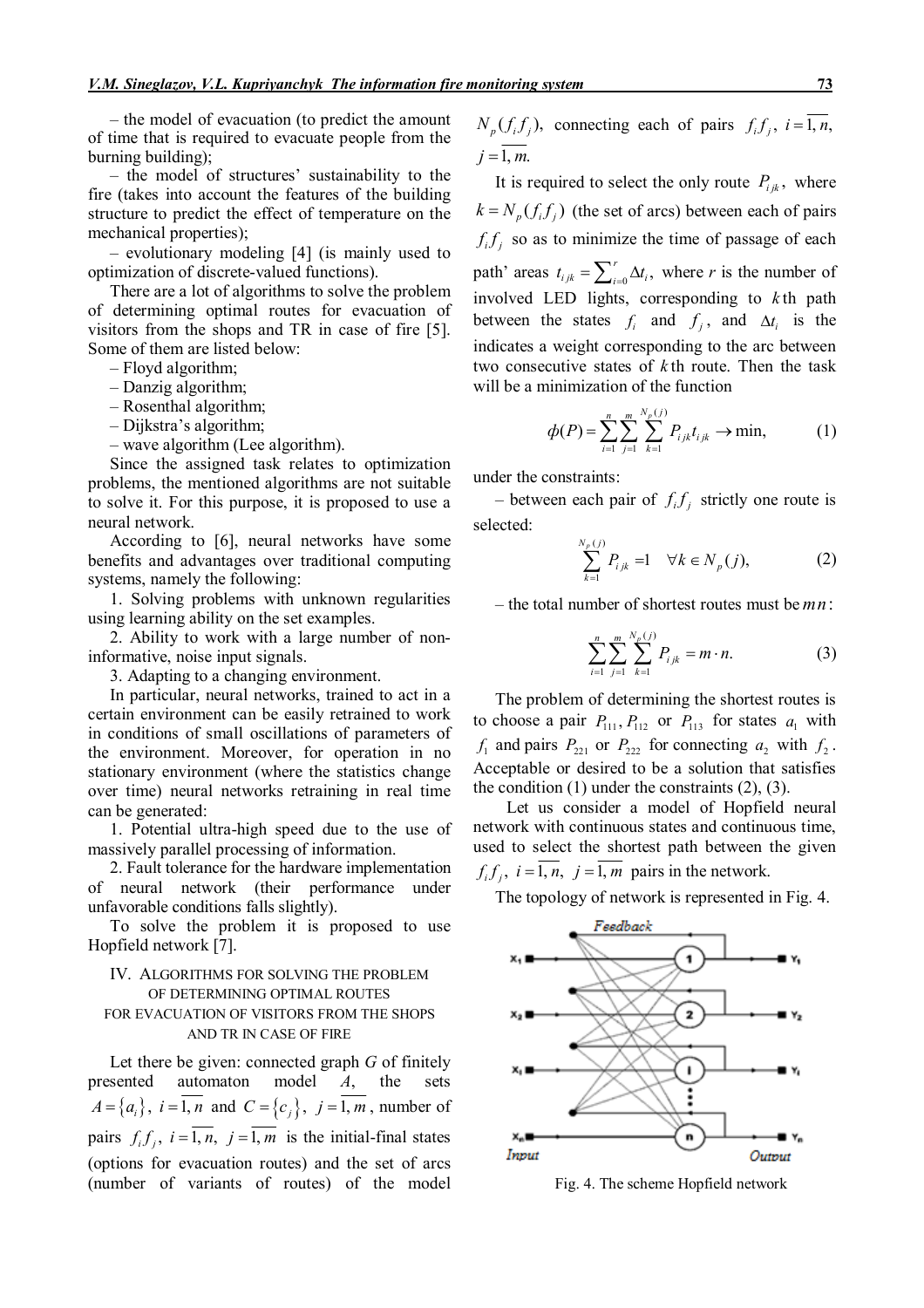– the model of evacuation (to predict the amount of time that is required to evacuate people from the burning building);

– the model of structures' sustainability to the fire (takes into account the features of the building structure to predict the effect of temperature on the mechanical properties);

– evolutionary modeling [4] (is mainly used to optimization of discrete-valued functions).

There are a lot of algorithms to solve the problem of determining optimal routes for evacuation of visitors from the shops and TR in case of fire [5]. Some of them are listed below:

– Floyd algorithm;

– Danzig algorithm;

– Rosenthal algorithm;

– Dijkstra's algorithm;

– wave algorithm (Lee algorithm).

Since the assigned task relates to optimization problems, the mentioned algorithms are not suitable to solve it. For this purpose, it is proposed to use a neural network.

According to [6], neural networks have some benefits and advantages over traditional computing systems, namely the following:

1. Solving problems with unknown regularities using learning ability on the set examples.

2. Ability to work with a large number of non-informative, noise input signals.

3. Adapting to a changing environment.

In particular, neural networks, trained to act in a certain environment can be easily retrained to work in conditions of small oscillations of parameters of the environment. Moreover, for operation in no stationary environment (where the statistics change over time) neural networks retraining in real time can be generated:

1. Potential ultra-high speed due to the use of massively parallel processing of information.

2. Fault tolerance for the hardware implementation of neural network (their performance under unfavorable conditions falls slightly).

To solve the problem it is proposed to use Hopfield network [7].

## IV. Algorithms for solving the problem of determining optimal routes for evacuation of visitors from the shops and TR in case of fire

Let there be given: connected graph $G$ of finitely presented automaton model $A$, the sets $A = \{a_i\}$, $i = \overline{1,n}$ and $C = \{c_j\}$, $j = \overline{1,m}$, number of pairs $f_i f_j$, $i = \overline{1,n}$, $j = \overline{1,m}$ is the initial-final states (options for evacuation routes) and the set of arcs (number of variants of routes) of the model $N_p(f_i f_j)$, connecting each of pairs $f_i f_j$, $i = \overline{1,n}$, $j = \overline{1,m}$.

It is required to select the only route $P_{ijk}$, where $k = N_p(f_i f_j)$ (the set of arcs) between each of pairs $f_i f_j$ so as to minimize the time of passage of each path' areas $t_{ijk} = \sum_{i=0}^{r} \Delta t_i$, where $r$ is the number of involved LED lights, corresponding to $k$th path between the states $f_i$ and $f_j$, and $\Delta t_i$ is the indicates a weight corresponding to the arc between two consecutive states of $k$th route. Then the task will be a minimization of the function

$$\phi(P) = \sum_{i=1}^{n} \sum_{j=1}^{m} \sum_{k=1}^{N_p(j)} P_{ijk} t_{ijk} \to \min, \tag{1}$$

under the constraints:

– between each pair of $f_i f_j$ strictly one route is selected:

$$\sum_{k=1}^{N_p(j)} P_{ijk} = 1 \quad \forall k \in N_p(j), \tag{2}$$

– the total number of shortest routes must be $mn$:

$$\sum_{i=1}^{n} \sum_{j=1}^{m} \sum_{k=1}^{N_p(j)} P_{ijk} = m \cdot n. \tag{3}$$

The problem of determining the shortest routes is to choose a pair $P_{111}, P_{112}$ or $P_{113}$ for states $a_1$ with $f_1$ and pairs $P_{221}$ or $P_{222}$ for connecting $a_2$ with $f_2$. Acceptable or desired to be a solution that satisfies the condition (1) under the constraints (2), (3).

Let us consider a model of Hopfield neural network with continuous states and continuous time, used to select the shortest path between the given $f_i f_j$, $i = \overline{1,n}$, $j = \overline{1,m}$ pairs in the network.

The topology of network is represented in Fig. 4.

Fig. 4. The scheme Hopfield network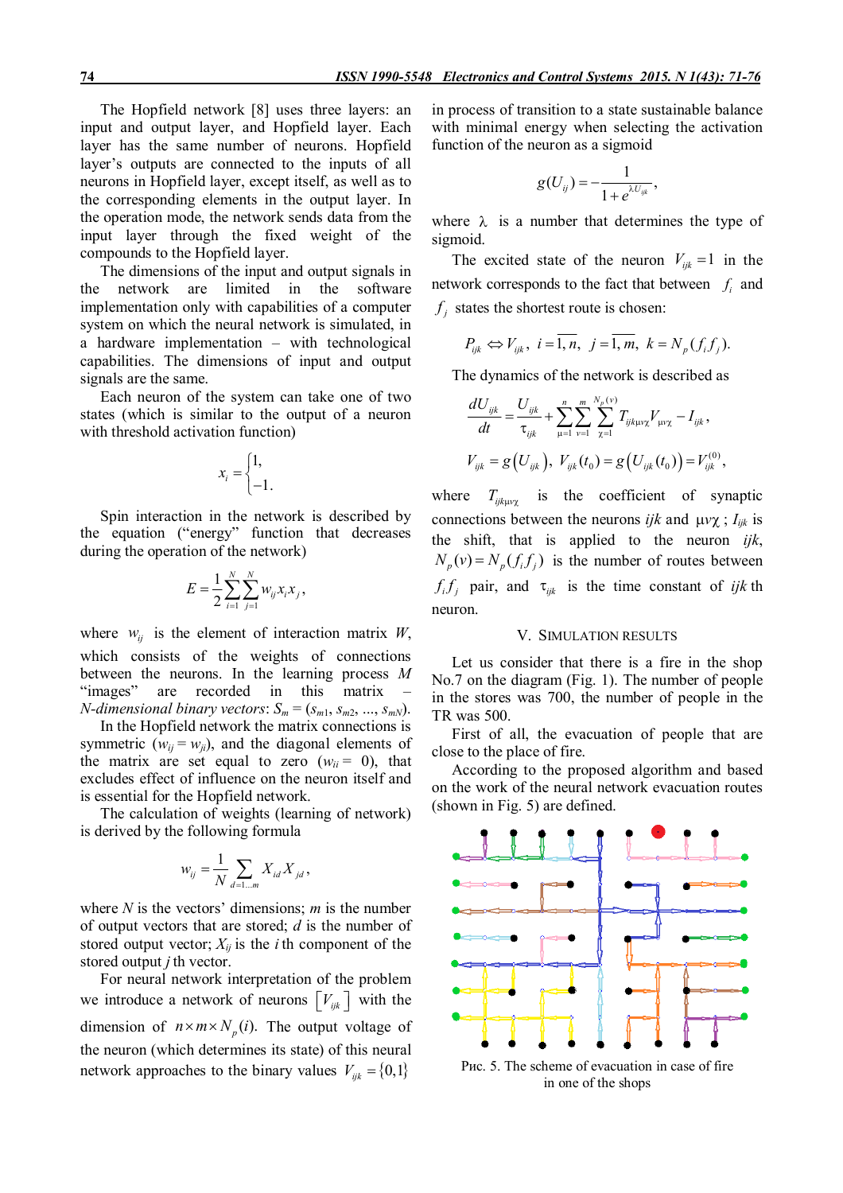The Hopfield network [8] uses three layers: an input and output layer, and Hopfield layer. Each layer has the same number of neurons. Hopfield layer's outputs are connected to the inputs of all neurons in Hopfield layer, except itself, as well as to the corresponding elements in the output layer. In the operation mode, the network sends data from the input layer through the fixed weight of the compounds to the Hopfield layer.

The dimensions of the input and output signals in the network are limited in the software implementation only with capabilities of a computer system on which the neural network is simulated, in a hardware implementation – with technological capabilities. The dimensions of input and output signals are the same.

Each neuron of the system can take one of two states (which is similar to the output of a neuron with threshold activation function)

$$x_i = \begin{cases} 1, \\ -1. \end{cases}$$

Spin interaction in the network is described by the equation ("energy" function that decreases during the operation of the network)

$$E = \frac{1}{2}\sum_{i=1}^{N}\sum_{j=1}^{N} w_{ij} x_i x_j ,$$

where $w_{ij}$ is the element of interaction matrix $W$, which consists of the weights of connections between the neurons. In the learning process $M$ "images" are recorded in this matrix – *N-dimensional binary vectors*: $S_m = (s_{m1}, s_{m2}, ..., s_{mN})$.

In the Hopfield network the matrix connections is symmetric ($w_{ij} = w_{ji}$), and the diagonal elements of the matrix are set equal to zero ($w_{ii} = 0$), that excludes effect of influence on the neuron itself and is essential for the Hopfield network.

The calculation of weights (learning of network) is derived by the following formula

$$w_{ij} = \frac{1}{N}\sum_{d=1...m} X_{id} X_{jd} ,$$

where $N$ is the vectors' dimensions; $m$ is the number of output vectors that are stored; $d$ is the number of stored output vector; $X_{ij}$ is the $i$ th component of the stored output $j$ th vector.

For neural network interpretation of the problem we introduce a network of neurons $\left[V_{ijk}\right]$ with the dimension of $n \times m \times N_p(i)$. The output voltage of the neuron (which determines its state) of this neural network approaches to the binary values $V_{ijk} = \{0,1\}$ in process of transition to a state sustainable balance with minimal energy when selecting the activation function of the neuron as a sigmoid

$$g(U_{ij}) = -\frac{1}{1+e^{\lambda U_{ijk}}},$$

where $\lambda$ is a number that determines the type of sigmoid.

The excited state of the neuron $V_{ijk} = 1$ in the network corresponds to the fact that between $f_i$ and $f_j$ states the shortest route is chosen:

$$P_{ijk} \Leftrightarrow V_{ijk}, \; i = \overline{1,n}, \; j = \overline{1,m}, \; k = N_p(f_i f_j).$$

The dynamics of the network is described as

$$\frac{dU_{ijk}}{dt} = \frac{U_{ijk}}{\tau_{ijk}} + \sum_{\mu=1}^{n}\sum_{\nu=1}^{m}\sum_{\chi=1}^{N_p(\nu)} T_{ijk\mu\nu\chi} V_{\mu\nu\chi} - I_{ijk},$$

$$V_{ijk} = g\left(U_{ijk}\right), \; V_{ijk}(t_0) = g\left(U_{ijk}(t_0)\right) = V_{ijk}^{(0)},$$

where $T_{ijk\mu\nu\chi}$ is the coefficient of synaptic connections between the neurons $ijk$ and $\mu\nu\chi$; $I_{ijk}$ is the shift, that is applied to the neuron $ijk$, $N_p(v) = N_p(f_i f_j)$ is the number of routes between $f_i f_j$ pair, and $\tau_{ijk}$ is the time constant of $ijk$ th neuron.

## V. Simulation results

Let us consider that there is a fire in the shop No.7 on the diagram (Fig. 1). The number of people in the stores was 700, the number of people in the TR was 500.

First of all, the evacuation of people that are close to the place of fire.

According to the proposed algorithm and based on the work of the neural network evacuation routes (shown in Fig. 5) are defined.

Рис. 5. The scheme of evacuation in case of fire in one of the shops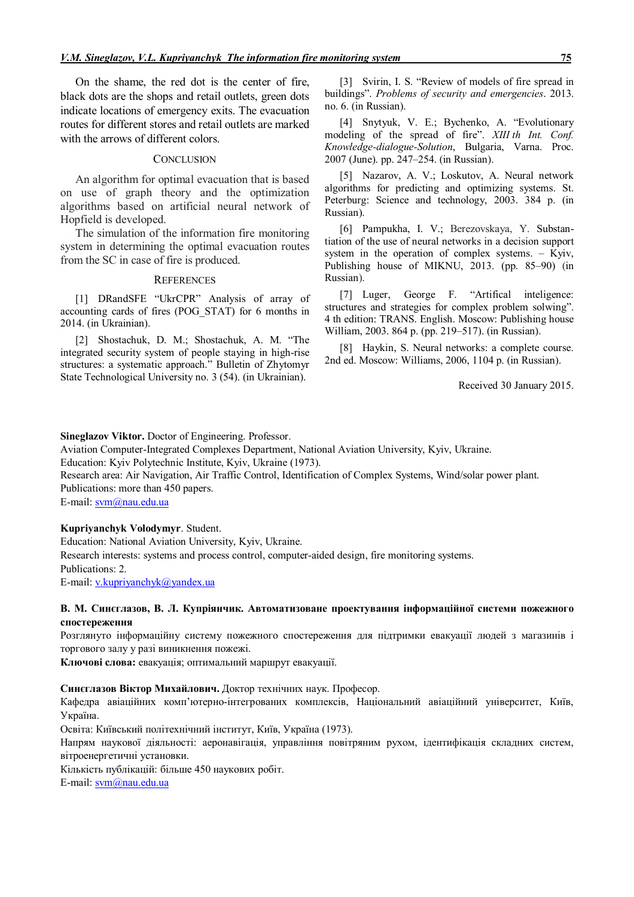On the shame, the red dot is the center of fire, black dots are the shops and retail outlets, green dots indicate locations of emergency exits. The evacuation routes for different stores and retail outlets are marked with the arrows of different colors.

## CONCLUSION

An algorithm for optimal evacuation that is based on use of graph theory and the optimization algorithms based on artificial neural network of Hopfield is developed.

The simulation of the information fire monitoring system in determining the optimal evacuation routes from the SC in case of fire is produced.

## REFERENCES

[1] DRandSFE "UkrCPR" Analysis of array of accounting cards of fires (POG_STAT) for 6 months in 2014. (in Ukrainian).

[2] Shostachuk, D. M.; Shostachuk, A. M. "The integrated security system of people staying in high-rise structures: a systematic approach." Bulletin of Zhytomyr State Technological University no. 3 (54). (in Ukrainian).

[3] Svirin, I. S. "Review of models of fire spread in buildings". *Problems of security and emergencies*. 2013. no. 6. (in Russian).

[4] Snytyuk, V. E.; Bychenko, A. "Evolutionary modeling of the spread of fire". *XIII th Int. Conf. Knowledge-dialogue-Solution*, Bulgaria, Varna. Proc. 2007 (June). pp. 247–254. (in Russian).

[5] Nazarov, A. V.; Loskutov, A. Neural network algorithms for predicting and optimizing systems. St. Peterburg: Science and technology, 2003. 384 p. (in Russian).

[6] Pampukha, I. V.; Berezovskaya, Y. Substantiation of the use of neural networks in a decision support system in the operation of complex systems. – Kyiv, Publishing house of MIKNU, 2013. (pp. 85–90) (in Russian).

[7] Luger, George F. "Artifical inteligence: structures and strategies for complex problem solwing". 4 th edition: TRANS. English. Moscow: Publishing house William, 2003. 864 p. (pp. 219–517). (in Russian).

[8] Haykin, S. Neural networks: a complete course. 2nd ed. Moscow: Williams, 2006, 1104 p. (in Russian).

Received 30 January 2015.

**Sineglazov Viktor.** Doctor of Engineering. Professor.
Aviation Computer-Integrated Complexes Department, National Aviation University, Kyiv, Ukraine.
Education: Kyiv Polytechnic Institute, Kyiv, Ukraine (1973).
Research area: Air Navigation, Air Traffic Control, Identification of Complex Systems, Wind/solar power plant.
Publications: more than 450 papers.
E-mail: svm@nau.edu.ua

**Kupriyanchyk Volodymyr**. Student.
Education: National Aviation University, Kyiv, Ukraine.
Research interests: systems and process control, computer-aided design, fire monitoring systems.
Publications: 2.
E-mail: v.kupriyanchyk@yandex.ua

**В. М. Синєглазов, В. Л. Купріянчик. Автоматизоване проектування інформаційної системи пожежного спостереження**

Розглянуто інформаційну систему пожежного спостереження для підтримки евакуації людей з магазинів і торгового залу у разі виникнення пожежі.

**Ключові слова:** евакуація; оптимальний маршрут евакуації.

**Синєглазов Віктор Михайлович.** Доктор технічних наук. Професор.
Кафедра авіаційних комп'ютерно-інтегрованих комплексів, Національний авіаційний університет, Київ, Україна.
Освіта: Київський політехнічний інститут, Київ, Україна (1973).
Напрям наукової діяльності: аеронавігація, управління повітряним рухом, ідентифікація складних систем, вітроенергетичні установки.
Кількість публікацій: більше 450 наукових робіт.
E-mail: svm@nau.edu.ua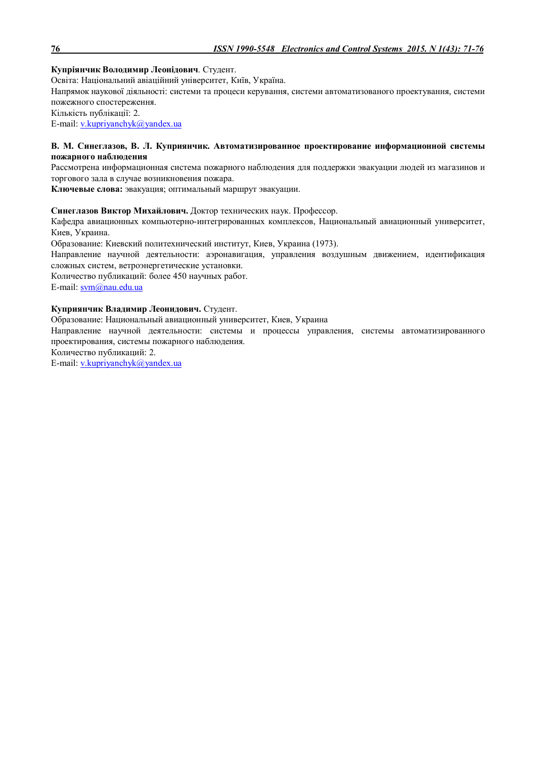**Купріянчик Володимир Леонідович**. Студент.

Освіта: Національний авіаційний університет, Київ, Україна.

Напрямок наукової діяльності: системи та процеси керування, системи автоматизованого проектування, системи пожежного спостереження.

Кількість публікації: 2.

E-mail: v.kupriyanchyk@yandex.ua

**В. М. Синеглазов, В. Л. Куприянчик. Автоматизированное проектирование информационной системы пожарного наблюдения**

Рассмотрена информационная система пожарного наблюдения для поддержки эвакуации людей из магазинов и торгового зала в случае возникновения пожара.

**Ключевые слова:** эвакуация; оптимальный маршрут эвакуации.

**Синеглазов Виктор Михайлович.** Доктор технических наук. Профессор.

Кафедра авиационных компьютерно-интегрированных комплексов, Национальный авиационный университет, Киев, Украина.

Образование: Киевский политехнический институт, Киев, Украина (1973).

Направление научной деятельности: аэронавигация, управления воздушным движением, идентификация сложных систем, ветроэнергетические установки.

Количество публикаций: более 450 научных работ.

E-mail: svm@nau.edu.ua

**Куприянчик Владимир Леонидович.** Студент.

Образование: Национальный авиационный университет, Киев, Украина

Направление научной деятельности: системы и процессы управления, системы автоматизированного проектирования, системы пожарного наблюдения.

Количество публикаций: 2.

E-mail: v.kupriyanchyk@yandex.ua